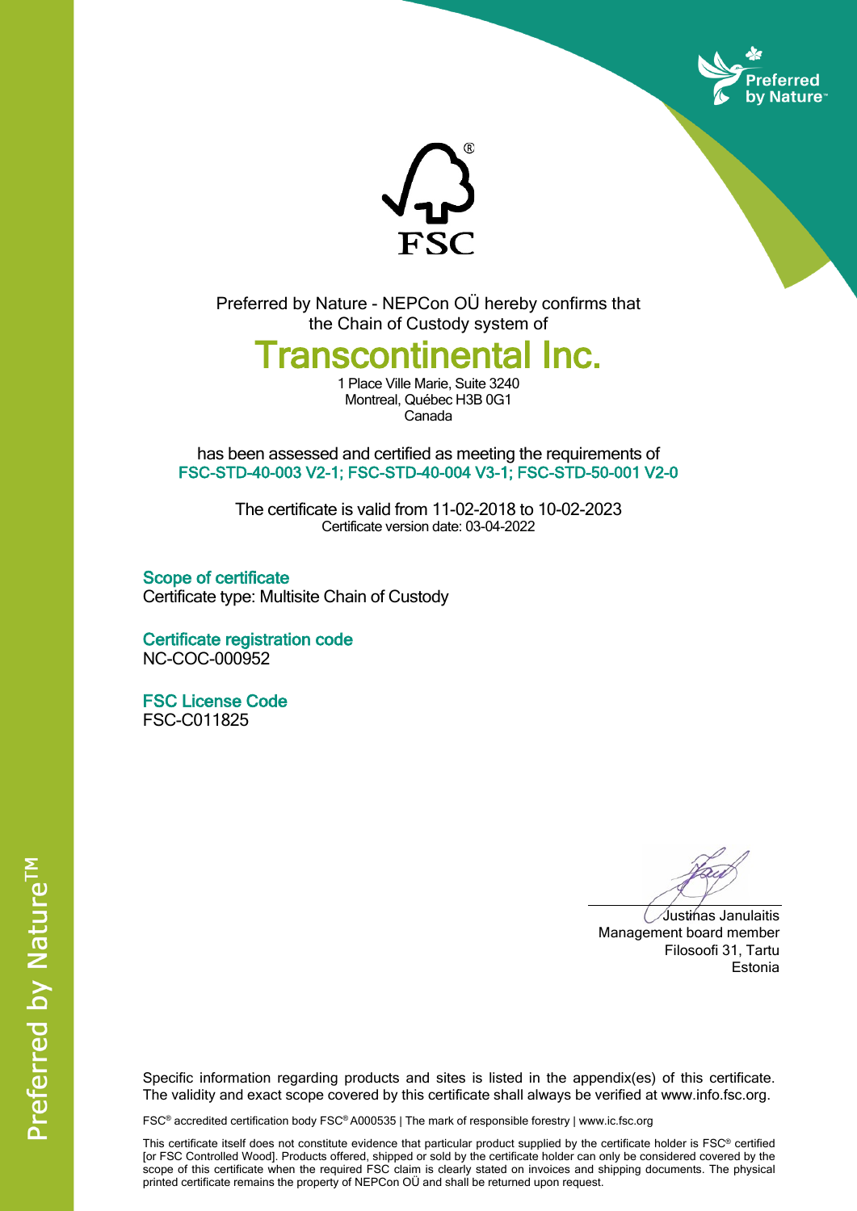Preferred by Nature - NEPCon OÜ hereby confirms that the Chain of Custody system of

# Transcontinental Inc.

1 Place Ville Marie, Suite 3240
Montreal, Québec H3B 0G1
Canada

has been assessed and certified as meeting the requirements of
**FSC-STD-40-003 V2-1; FSC-STD-40-004 V3-1; FSC-STD-50-001 V2-0**

The certificate is valid from 11-02-2018 to 10-02-2023
Certificate version date: 03-04-2022

## Scope of certificate

Certificate type: Multisite Chain of Custody

## Certificate registration code

NC-COC-000952

## FSC License Code

FSC-C011825

Justinas Janulaitis
Management board member
Filosoofi 31, Tartu
Estonia

Specific information regarding products and sites is listed in the appendix(es) of this certificate. The validity and exact scope covered by this certificate shall always be verified at www.info.fsc.org.

FSC® accredited certification body FSC® A000535 | The mark of responsible forestry | www.ic.fsc.org

This certificate itself does not constitute evidence that particular product supplied by the certificate holder is FSC® certified [or FSC Controlled Wood]. Products offered, shipped or sold by the certificate holder can only be considered covered by the scope of this certificate when the required FSC claim is clearly stated on invoices and shipping documents. The physical printed certificate remains the property of NEPCon OÜ and shall be returned upon request.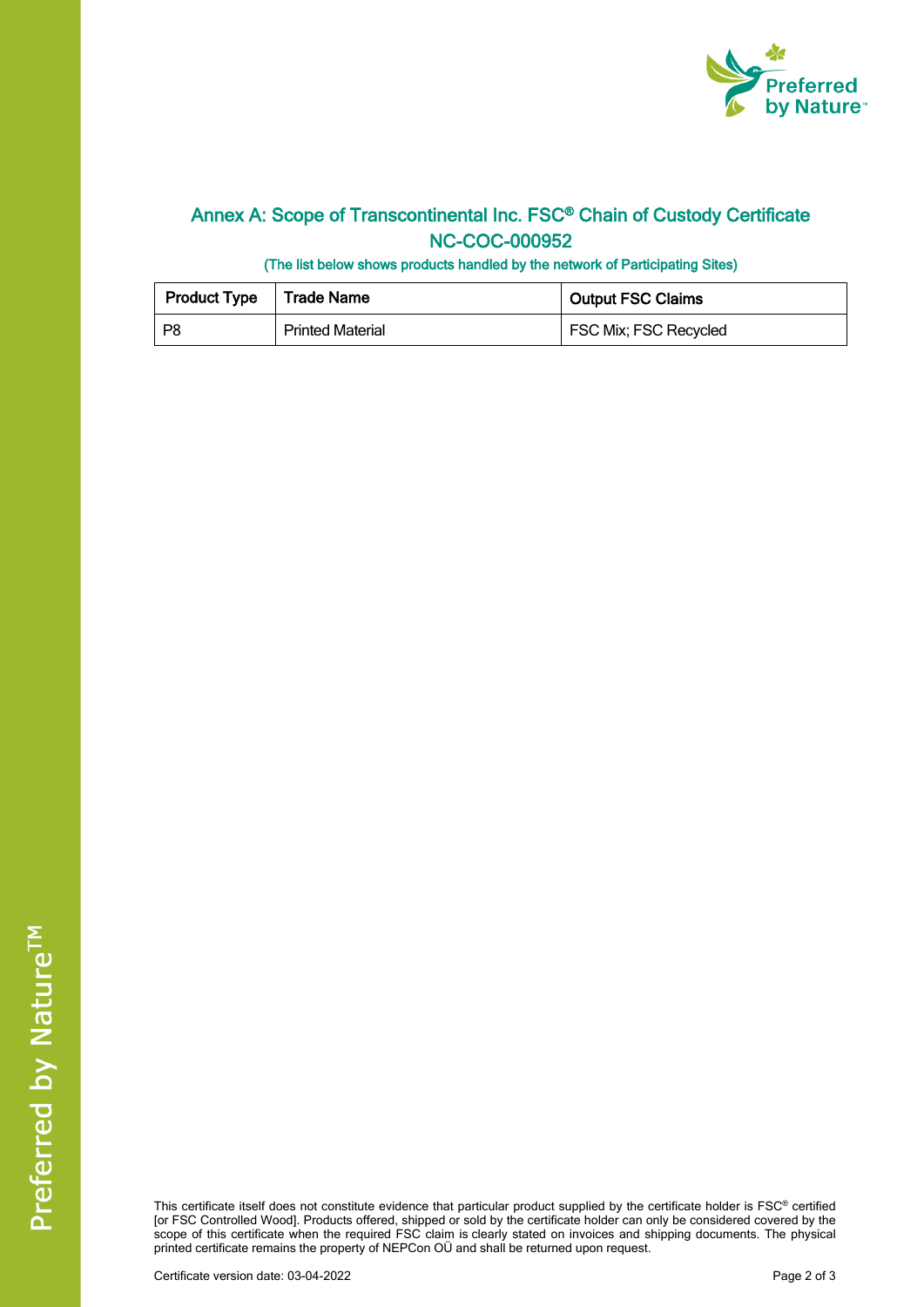## Annex A: Scope of Transcontinental Inc. FSC® Chain of Custody Certificate NC-COC-000952

(The list below shows products handled by the network of Participating Sites)

| Product Type | Trade Name | Output FSC Claims |
| --- | --- | --- |
| P8 | Printed Material | FSC Mix; FSC Recycled |

This certificate itself does not constitute evidence that particular product supplied by the certificate holder is FSC® certified [or FSC Controlled Wood]. Products offered, shipped or sold by the certificate holder can only be considered covered by the scope of this certificate when the required FSC claim is clearly stated on invoices and shipping documents. The physical printed certificate remains the property of NEPCon OÜ and shall be returned upon request.

Certificate version date: 03-04-2022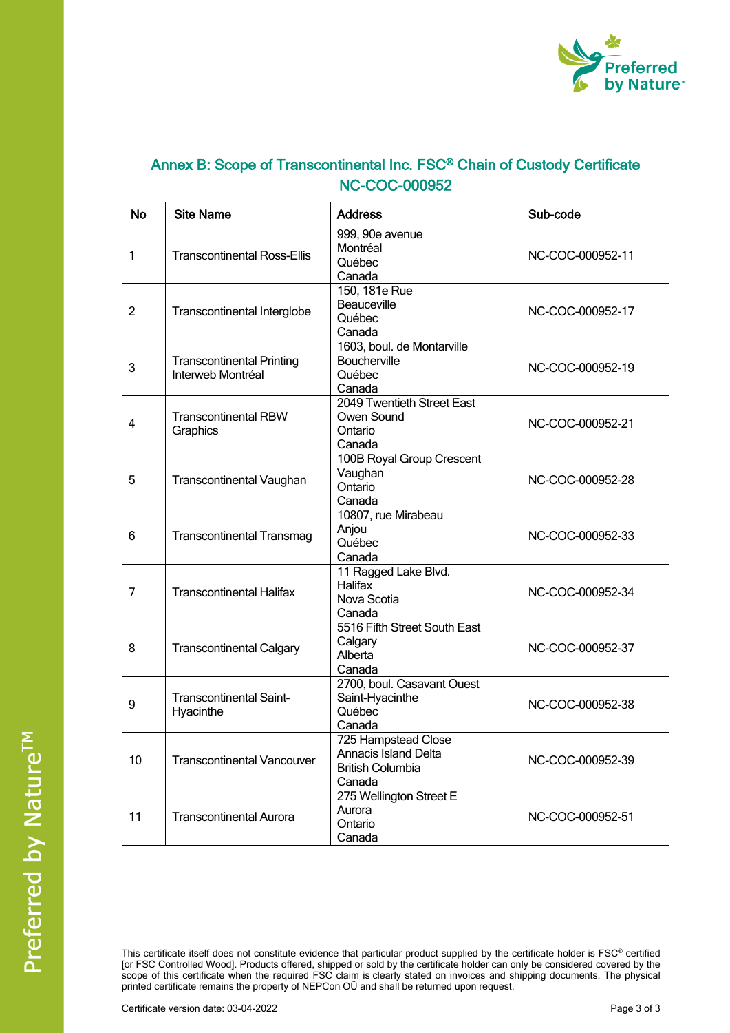## Annex B: Scope of Transcontinental Inc. FSC® Chain of Custody Certificate NC-COC-000952

| No | Site Name | Address | Sub-code |
|---|---|---|---|
| 1 | Transcontinental Ross-Ellis | 999, 90e avenue<br>Montréal<br>Québec<br>Canada | NC-COC-000952-11 |
| 2 | Transcontinental Interglobe | 150, 181e Rue<br>Beauceville<br>Québec<br>Canada | NC-COC-000952-17 |
| 3 | Transcontinental Printing Interweb Montréal | 1603, boul. de Montarville<br>Boucherville<br>Québec<br>Canada | NC-COC-000952-19 |
| 4 | Transcontinental RBW Graphics | 2049 Twentieth Street East<br>Owen Sound<br>Ontario<br>Canada | NC-COC-000952-21 |
| 5 | Transcontinental Vaughan | 100B Royal Group Crescent<br>Vaughan<br>Ontario<br>Canada | NC-COC-000952-28 |
| 6 | Transcontinental Transmag | 10807, rue Mirabeau<br>Anjou<br>Québec<br>Canada | NC-COC-000952-33 |
| 7 | Transcontinental Halifax | 11 Ragged Lake Blvd.<br>Halifax<br>Nova Scotia<br>Canada | NC-COC-000952-34 |
| 8 | Transcontinental Calgary | 5516 Fifth Street South East<br>Calgary<br>Alberta<br>Canada | NC-COC-000952-37 |
| 9 | Transcontinental Saint-Hyacinthe | 2700, boul. Casavant Ouest<br>Saint-Hyacinthe<br>Québec<br>Canada | NC-COC-000952-38 |
| 10 | Transcontinental Vancouver | 725 Hampstead Close<br>Annacis Island Delta<br>British Columbia<br>Canada | NC-COC-000952-39 |
| 11 | Transcontinental Aurora | 275 Wellington Street E<br>Aurora<br>Ontario<br>Canada | NC-COC-000952-51 |

This certificate itself does not constitute evidence that particular product supplied by the certificate holder is FSC® certified [or FSC Controlled Wood]. Products offered, shipped or sold by the certificate holder can only be considered covered by the scope of this certificate when the required FSC claim is clearly stated on invoices and shipping documents. The physical printed certificate remains the property of NEPCon OÜ and shall be returned upon request.

Certificate version date: 03-04-2022